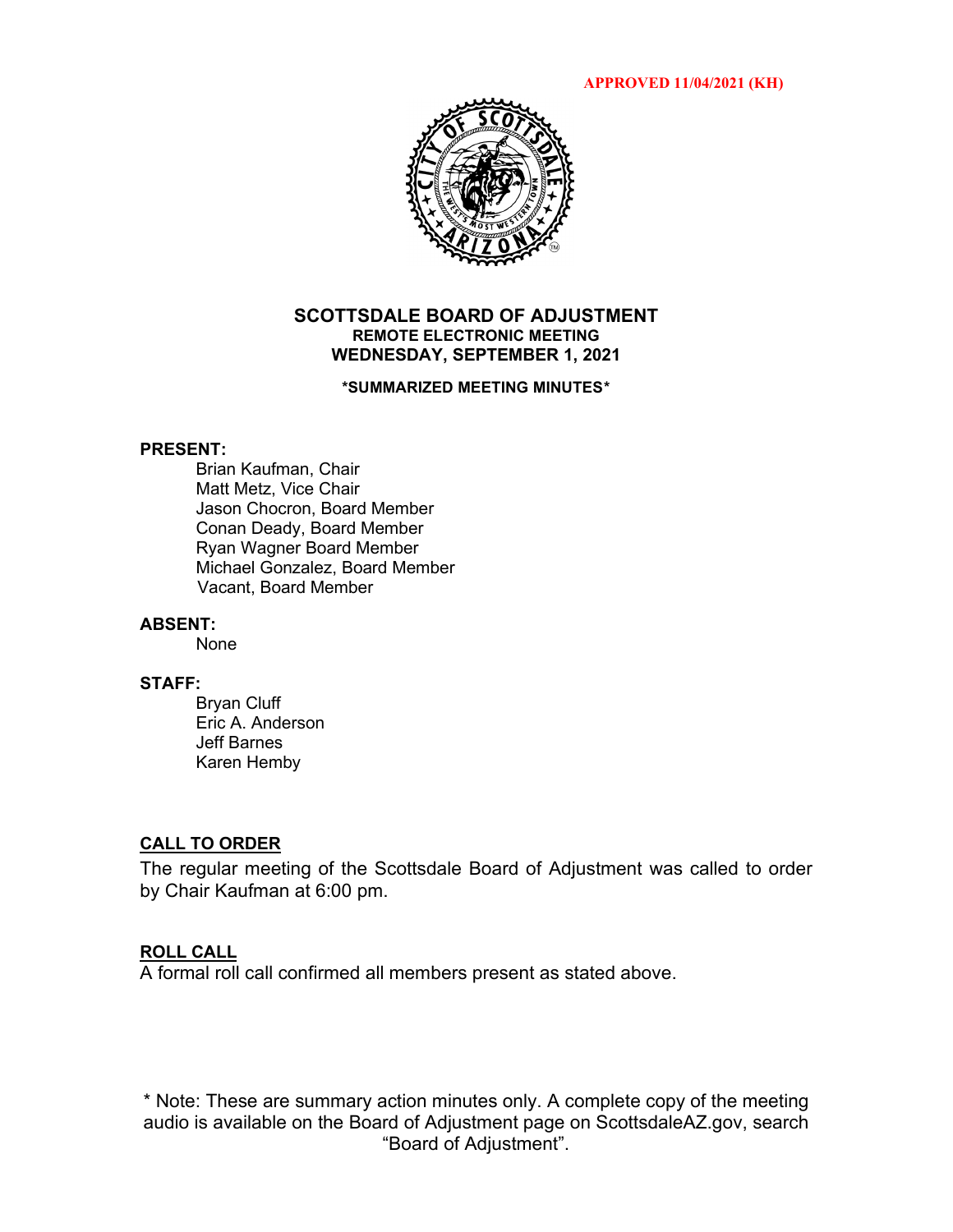APPROVED 11/04/2021 (KH)

# SCOTTSDALE BOARD OF ADJUSTMENT
## REMOTE ELECTRONIC MEETING
## WEDNESDAY, SEPTEMBER 1, 2021

**\*SUMMARIZED MEETING MINUTES\***

**PRESENT:**

Brian Kaufman, Chair
Matt Metz, Vice Chair
Jason Chocron, Board Member
Conan Deady, Board Member
Ryan Wagner Board Member
Michael Gonzalez, Board Member
Vacant, Board Member

**ABSENT:**

None

**STAFF:**

Bryan Cluff
Eric A. Anderson
Jeff Barnes
Karen Hemby

**CALL TO ORDER**

The regular meeting of the Scottsdale Board of Adjustment was called to order by Chair Kaufman at 6:00 pm.

**ROLL CALL**

A formal roll call confirmed all members present as stated above.

\* Note: These are summary action minutes only. A complete copy of the meeting audio is available on the Board of Adjustment page on ScottsdaleAZ.gov, search "Board of Adjustment".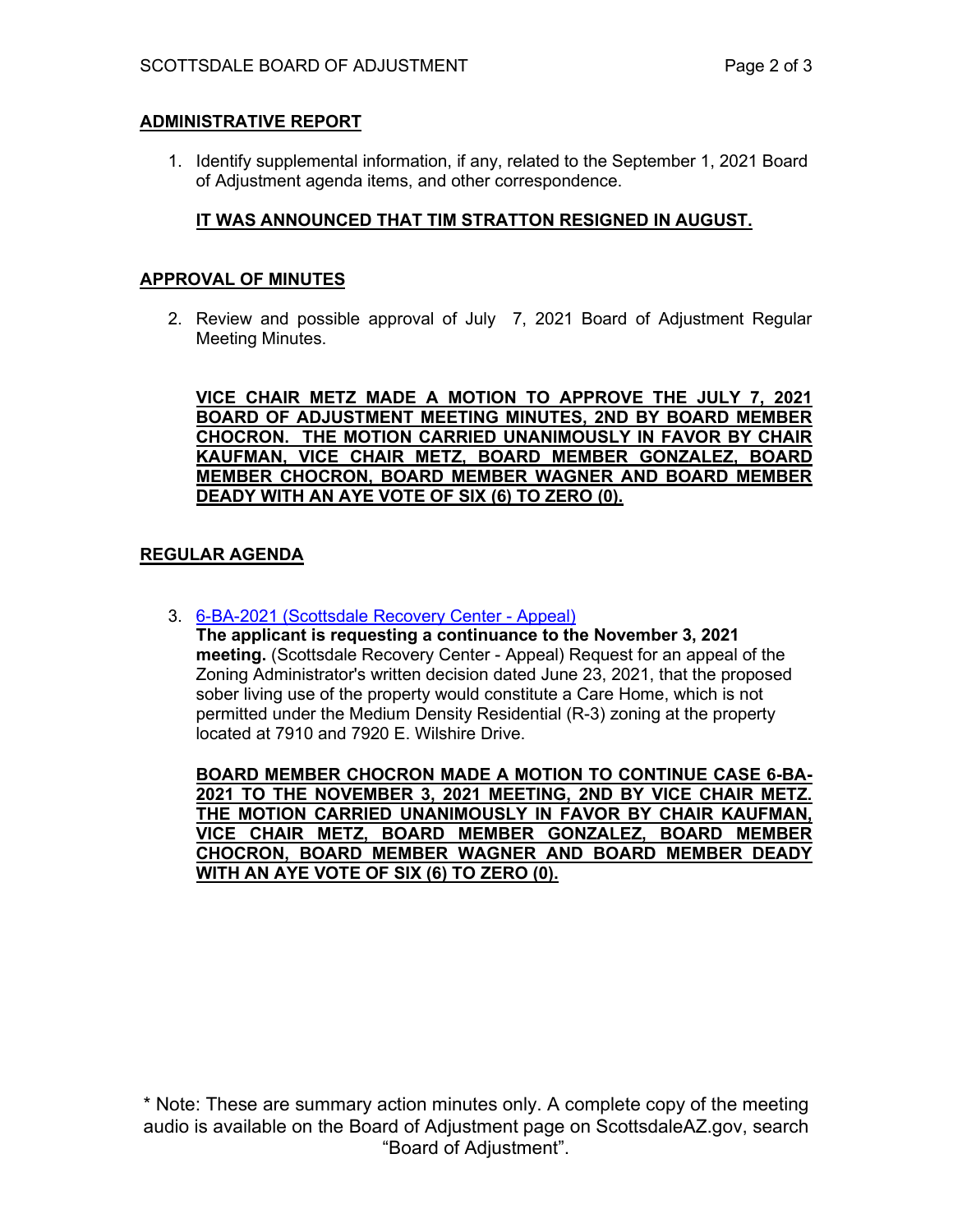## ADMINISTRATIVE REPORT

1. Identify supplemental information, if any, related to the September 1, 2021 Board of Adjustment agenda items, and other correspondence.

   **IT WAS ANNOUNCED THAT TIM STRATTON RESIGNED IN AUGUST.**

## APPROVAL OF MINUTES

2. Review and possible approval of July 7, 2021 Board of Adjustment Regular Meeting Minutes.

   **VICE CHAIR METZ MADE A MOTION TO APPROVE THE JULY 7, 2021 BOARD OF ADJUSTMENT MEETING MINUTES, 2ND BY BOARD MEMBER CHOCRON. THE MOTION CARRIED UNANIMOUSLY IN FAVOR BY CHAIR KAUFMAN, VICE CHAIR METZ, BOARD MEMBER GONZALEZ, BOARD MEMBER CHOCRON, BOARD MEMBER WAGNER AND BOARD MEMBER DEADY WITH AN AYE VOTE OF SIX (6) TO ZERO (0).**

## REGULAR AGENDA

3. 6-BA-2021 (Scottsdale Recovery Center - Appeal)
   **The applicant is requesting a continuance to the November 3, 2021 meeting.** (Scottsdale Recovery Center - Appeal) Request for an appeal of the Zoning Administrator's written decision dated June 23, 2021, that the proposed sober living use of the property would constitute a Care Home, which is not permitted under the Medium Density Residential (R-3) zoning at the property located at 7910 and 7920 E. Wilshire Drive.

   **BOARD MEMBER CHOCRON MADE A MOTION TO CONTINUE CASE 6-BA-2021 TO THE NOVEMBER 3, 2021 MEETING, 2ND BY VICE CHAIR METZ. THE MOTION CARRIED UNANIMOUSLY IN FAVOR BY CHAIR KAUFMAN, VICE CHAIR METZ, BOARD MEMBER GONZALEZ, BOARD MEMBER CHOCRON, BOARD MEMBER WAGNER AND BOARD MEMBER DEADY WITH AN AYE VOTE OF SIX (6) TO ZERO (0).**

\* Note: These are summary action minutes only. A complete copy of the meeting audio is available on the Board of Adjustment page on ScottsdaleAZ.gov, search "Board of Adjustment".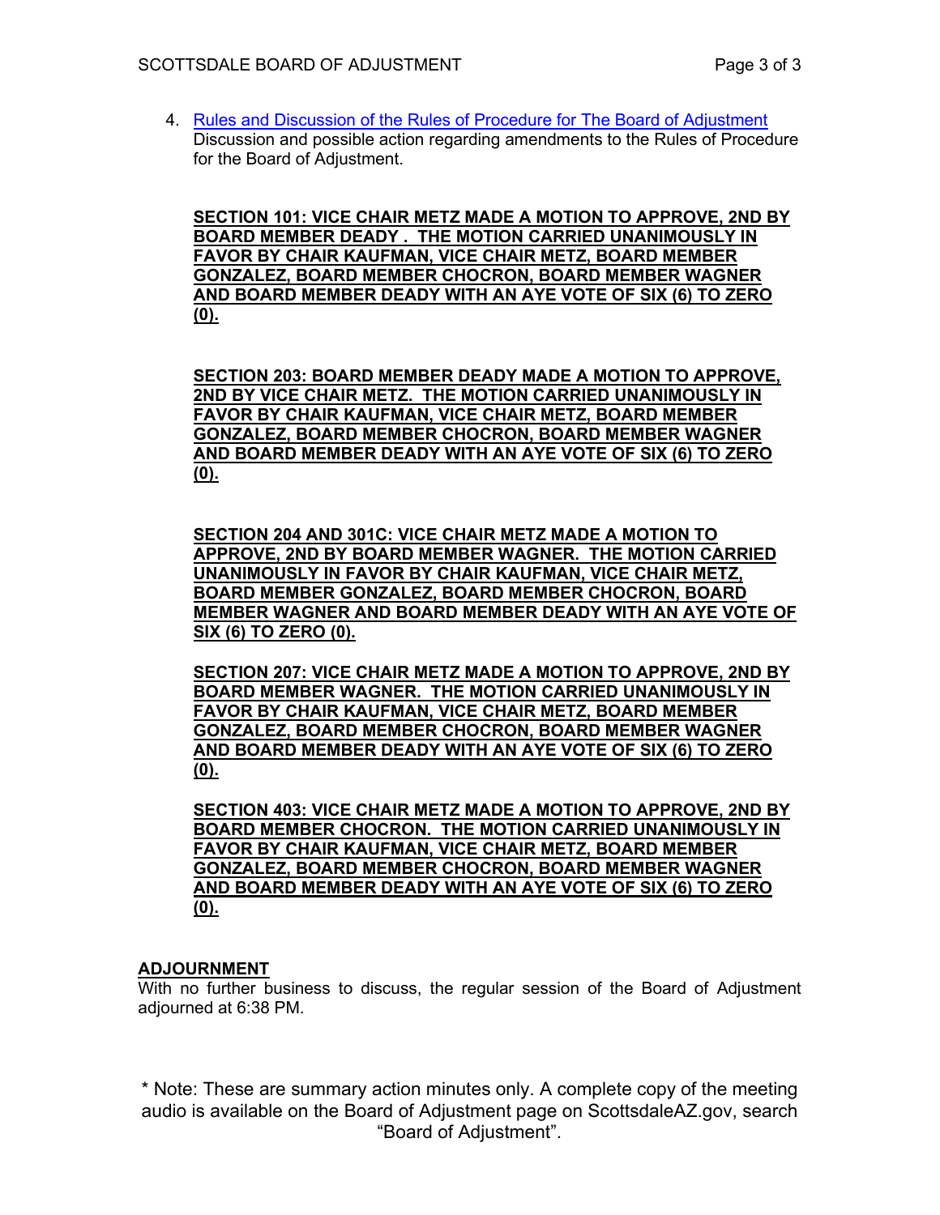4. Rules and Discussion of the Rules of Procedure for The Board of Adjustment
   Discussion and possible action regarding amendments to the Rules of Procedure for the Board of Adjustment.

   **SECTION 101: VICE CHAIR METZ MADE A MOTION TO APPROVE, 2ND BY BOARD MEMBER DEADY . THE MOTION CARRIED UNANIMOUSLY IN FAVOR BY CHAIR KAUFMAN, VICE CHAIR METZ, BOARD MEMBER GONZALEZ, BOARD MEMBER CHOCRON, BOARD MEMBER WAGNER AND BOARD MEMBER DEADY WITH AN AYE VOTE OF SIX (6) TO ZERO (0).**

   **SECTION 203: BOARD MEMBER DEADY MADE A MOTION TO APPROVE, 2ND BY VICE CHAIR METZ. THE MOTION CARRIED UNANIMOUSLY IN FAVOR BY CHAIR KAUFMAN, VICE CHAIR METZ, BOARD MEMBER GONZALEZ, BOARD MEMBER CHOCRON, BOARD MEMBER WAGNER AND BOARD MEMBER DEADY WITH AN AYE VOTE OF SIX (6) TO ZERO (0).**

   **SECTION 204 AND 301C: VICE CHAIR METZ MADE A MOTION TO APPROVE, 2ND BY BOARD MEMBER WAGNER. THE MOTION CARRIED UNANIMOUSLY IN FAVOR BY CHAIR KAUFMAN, VICE CHAIR METZ, BOARD MEMBER GONZALEZ, BOARD MEMBER CHOCRON, BOARD MEMBER WAGNER AND BOARD MEMBER DEADY WITH AN AYE VOTE OF SIX (6) TO ZERO (0).**

   **SECTION 207: VICE CHAIR METZ MADE A MOTION TO APPROVE, 2ND BY BOARD MEMBER WAGNER. THE MOTION CARRIED UNANIMOUSLY IN FAVOR BY CHAIR KAUFMAN, VICE CHAIR METZ, BOARD MEMBER GONZALEZ, BOARD MEMBER CHOCRON, BOARD MEMBER WAGNER AND BOARD MEMBER DEADY WITH AN AYE VOTE OF SIX (6) TO ZERO (0).**

   **SECTION 403: VICE CHAIR METZ MADE A MOTION TO APPROVE, 2ND BY BOARD MEMBER CHOCRON. THE MOTION CARRIED UNANIMOUSLY IN FAVOR BY CHAIR KAUFMAN, VICE CHAIR METZ, BOARD MEMBER GONZALEZ, BOARD MEMBER CHOCRON, BOARD MEMBER WAGNER AND BOARD MEMBER DEADY WITH AN AYE VOTE OF SIX (6) TO ZERO (0).**

## ADJOURNMENT

With no further business to discuss, the regular session of the Board of Adjustment adjourned at 6:38 PM.

\* Note: These are summary action minutes only. A complete copy of the meeting audio is available on the Board of Adjustment page on ScottsdaleAZ.gov, search "Board of Adjustment".